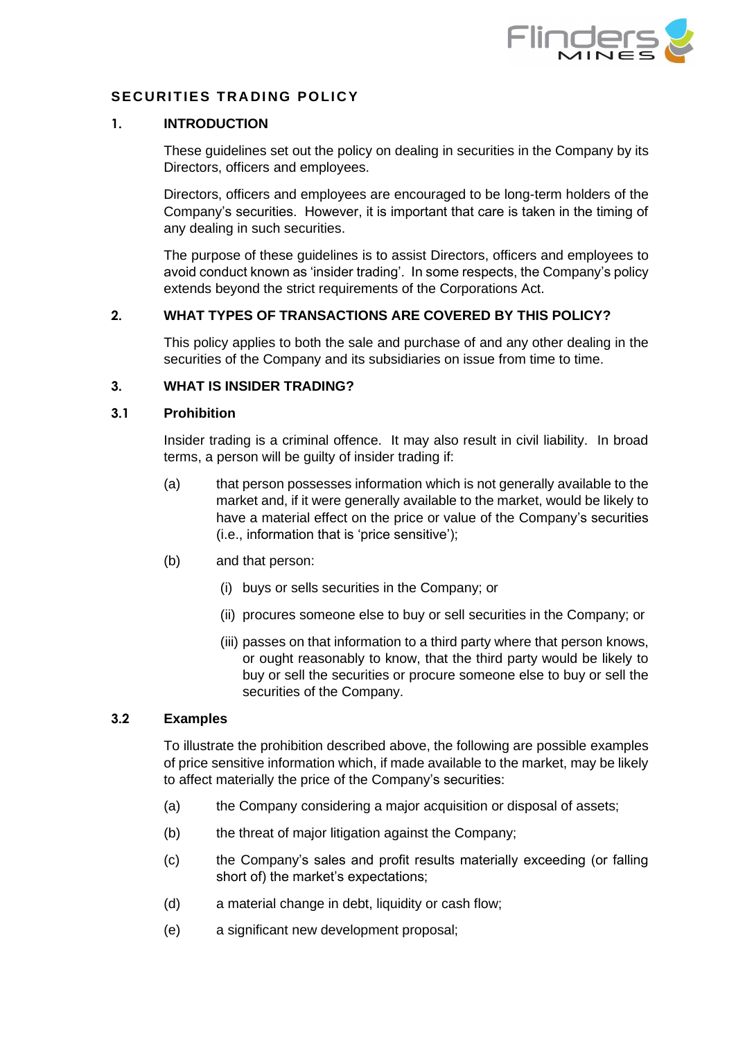# SECURITIES TRADING POLICY

## 1. INTRODUCTION

These guidelines set out the policy on dealing in securities in the Company by its Directors, officers and employees.

Directors, officers and employees are encouraged to be long-term holders of the Company's securities. However, it is important that care is taken in the timing of any dealing in such securities.

The purpose of these guidelines is to assist Directors, officers and employees to avoid conduct known as 'insider trading'. In some respects, the Company's policy extends beyond the strict requirements of the Corporations Act.

## 2. WHAT TYPES OF TRANSACTIONS ARE COVERED BY THIS POLICY?

This policy applies to both the sale and purchase of and any other dealing in the securities of the Company and its subsidiaries on issue from time to time.

## 3. WHAT IS INSIDER TRADING?

### 3.1 Prohibition

Insider trading is a criminal offence. It may also result in civil liability. In broad terms, a person will be guilty of insider trading if:

(a) that person possesses information which is not generally available to the market and, if it were generally available to the market, would be likely to have a material effect on the price or value of the Company's securities (i.e., information that is 'price sensitive');

(b) and that person:

  (i) buys or sells securities in the Company; or

  (ii) procures someone else to buy or sell securities in the Company; or

  (iii) passes on that information to a third party where that person knows, or ought reasonably to know, that the third party would be likely to buy or sell the securities or procure someone else to buy or sell the securities of the Company.

### 3.2 Examples

To illustrate the prohibition described above, the following are possible examples of price sensitive information which, if made available to the market, may be likely to affect materially the price of the Company's securities:

(a) the Company considering a major acquisition or disposal of assets;

(b) the threat of major litigation against the Company;

(c) the Company's sales and profit results materially exceeding (or falling short of) the market's expectations;

(d) a material change in debt, liquidity or cash flow;

(e) a significant new development proposal;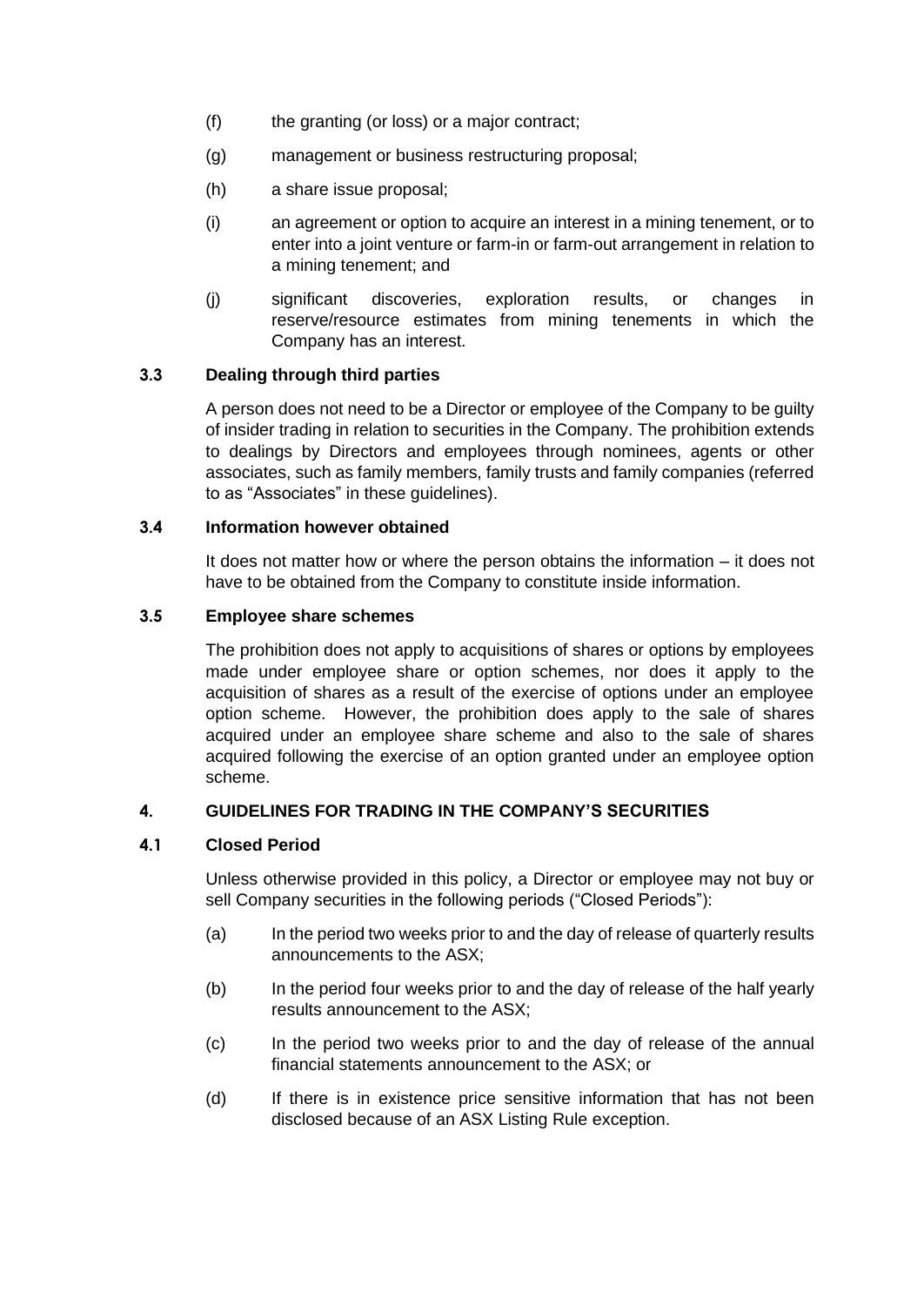(f) the granting (or loss) or a major contract;

(g) management or business restructuring proposal;

(h) a share issue proposal;

(i) an agreement or option to acquire an interest in a mining tenement, or to enter into a joint venture or farm-in or farm-out arrangement in relation to a mining tenement; and

(j) significant discoveries, exploration results, or changes in reserve/resource estimates from mining tenements in which the Company has an interest.

### 3.3 Dealing through third parties

A person does not need to be a Director or employee of the Company to be guilty of insider trading in relation to securities in the Company. The prohibition extends to dealings by Directors and employees through nominees, agents or other associates, such as family members, family trusts and family companies (referred to as "Associates" in these guidelines).

### 3.4 Information however obtained

It does not matter how or where the person obtains the information – it does not have to be obtained from the Company to constitute inside information.

### 3.5 Employee share schemes

The prohibition does not apply to acquisitions of shares or options by employees made under employee share or option schemes, nor does it apply to the acquisition of shares as a result of the exercise of options under an employee option scheme. However, the prohibition does apply to the sale of shares acquired under an employee share scheme and also to the sale of shares acquired following the exercise of an option granted under an employee option scheme.

## 4. GUIDELINES FOR TRADING IN THE COMPANY'S SECURITIES

### 4.1 Closed Period

Unless otherwise provided in this policy, a Director or employee may not buy or sell Company securities in the following periods ("Closed Periods"):

(a) In the period two weeks prior to and the day of release of quarterly results announcements to the ASX;

(b) In the period four weeks prior to and the day of release of the half yearly results announcement to the ASX;

(c) In the period two weeks prior to and the day of release of the annual financial statements announcement to the ASX; or

(d) If there is in existence price sensitive information that has not been disclosed because of an ASX Listing Rule exception.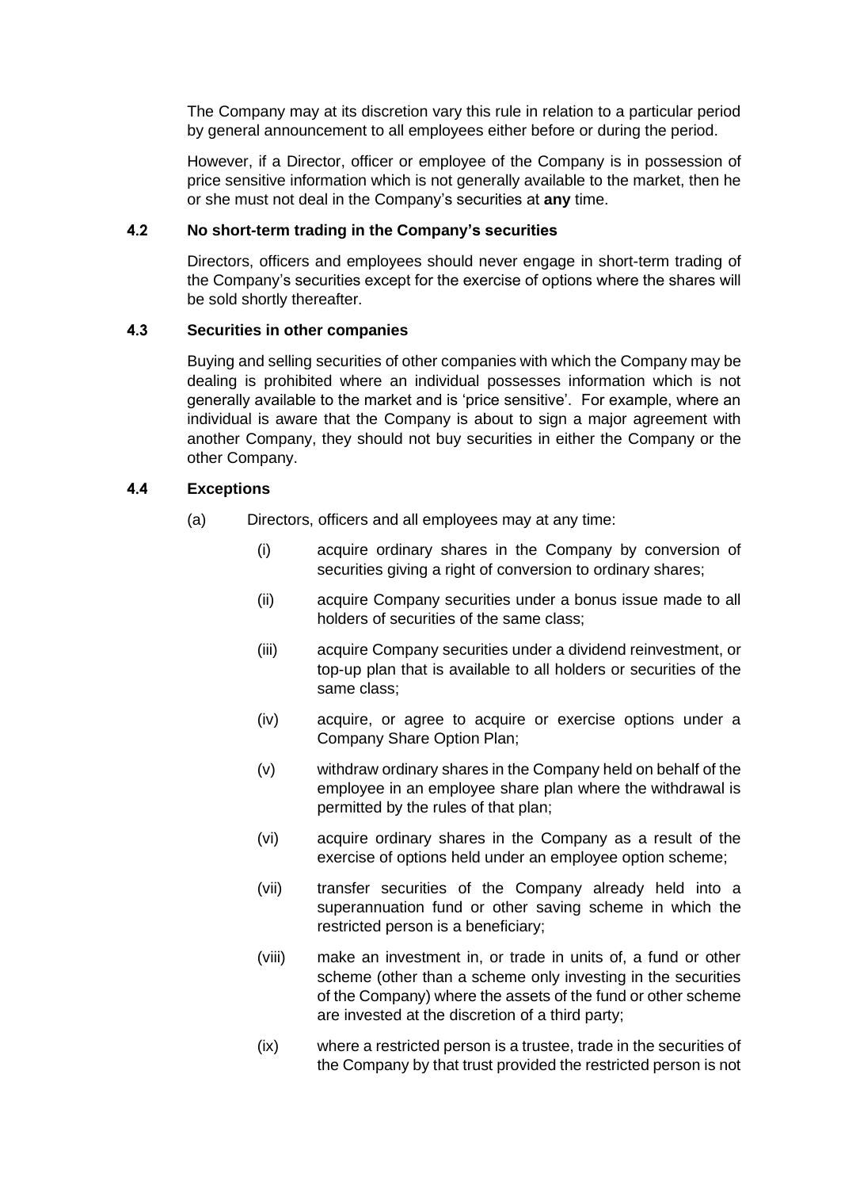The Company may at its discretion vary this rule in relation to a particular period by general announcement to all employees either before or during the period.

However, if a Director, officer or employee of the Company is in possession of price sensitive information which is not generally available to the market, then he or she must not deal in the Company's securities at **any** time.

### 4.2 No short-term trading in the Company's securities

Directors, officers and employees should never engage in short-term trading of the Company's securities except for the exercise of options where the shares will be sold shortly thereafter.

### 4.3 Securities in other companies

Buying and selling securities of other companies with which the Company may be dealing is prohibited where an individual possesses information which is not generally available to the market and is 'price sensitive'. For example, where an individual is aware that the Company is about to sign a major agreement with another Company, they should not buy securities in either the Company or the other Company.

### 4.4 Exceptions

(a) Directors, officers and all employees may at any time:

(i) acquire ordinary shares in the Company by conversion of securities giving a right of conversion to ordinary shares;

(ii) acquire Company securities under a bonus issue made to all holders of securities of the same class;

(iii) acquire Company securities under a dividend reinvestment, or top-up plan that is available to all holders or securities of the same class;

(iv) acquire, or agree to acquire or exercise options under a Company Share Option Plan;

(v) withdraw ordinary shares in the Company held on behalf of the employee in an employee share plan where the withdrawal is permitted by the rules of that plan;

(vi) acquire ordinary shares in the Company as a result of the exercise of options held under an employee option scheme;

(vii) transfer securities of the Company already held into a superannuation fund or other saving scheme in which the restricted person is a beneficiary;

(viii) make an investment in, or trade in units of, a fund or other scheme (other than a scheme only investing in the securities of the Company) where the assets of the fund or other scheme are invested at the discretion of a third party;

(ix) where a restricted person is a trustee, trade in the securities of the Company by that trust provided the restricted person is not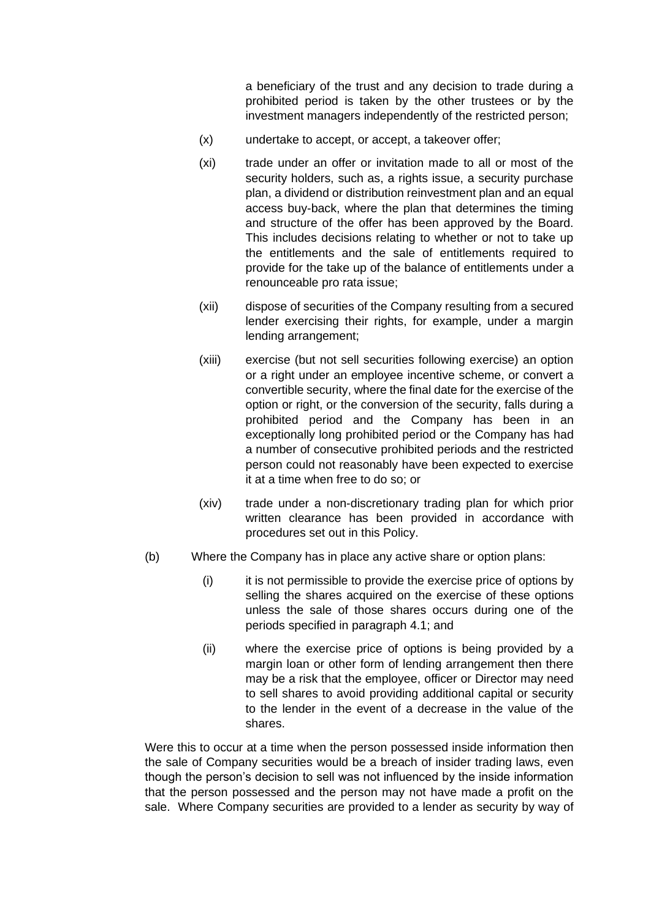a beneficiary of the trust and any decision to trade during a prohibited period is taken by the other trustees or by the investment managers independently of the restricted person;

(x) undertake to accept, or accept, a takeover offer;

(xi) trade under an offer or invitation made to all or most of the security holders, such as, a rights issue, a security purchase plan, a dividend or distribution reinvestment plan and an equal access buy-back, where the plan that determines the timing and structure of the offer has been approved by the Board. This includes decisions relating to whether or not to take up the entitlements and the sale of entitlements required to provide for the take up of the balance of entitlements under a renounceable pro rata issue;

(xii) dispose of securities of the Company resulting from a secured lender exercising their rights, for example, under a margin lending arrangement;

(xiii) exercise (but not sell securities following exercise) an option or a right under an employee incentive scheme, or convert a convertible security, where the final date for the exercise of the option or right, or the conversion of the security, falls during a prohibited period and the Company has been in an exceptionally long prohibited period or the Company has had a number of consecutive prohibited periods and the restricted person could not reasonably have been expected to exercise it at a time when free to do so; or

(xiv) trade under a non-discretionary trading plan for which prior written clearance has been provided in accordance with procedures set out in this Policy.

(b) Where the Company has in place any active share or option plans:

(i) it is not permissible to provide the exercise price of options by selling the shares acquired on the exercise of these options unless the sale of those shares occurs during one of the periods specified in paragraph 4.1; and

(ii) where the exercise price of options is being provided by a margin loan or other form of lending arrangement then there may be a risk that the employee, officer or Director may need to sell shares to avoid providing additional capital or security to the lender in the event of a decrease in the value of the shares.

Were this to occur at a time when the person possessed inside information then the sale of Company securities would be a breach of insider trading laws, even though the person's decision to sell was not influenced by the inside information that the person possessed and the person may not have made a profit on the sale. Where Company securities are provided to a lender as security by way of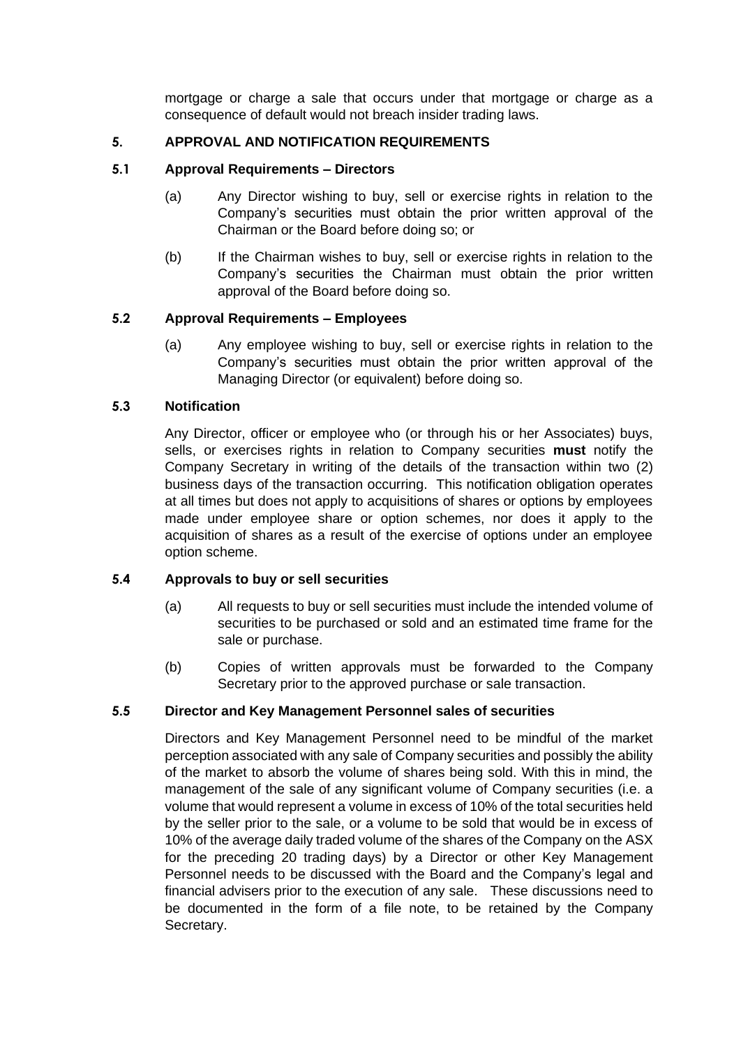mortgage or charge a sale that occurs under that mortgage or charge as a consequence of default would not breach insider trading laws.

## 5. APPROVAL AND NOTIFICATION REQUIREMENTS

### 5.1 Approval Requirements – Directors

(a) Any Director wishing to buy, sell or exercise rights in relation to the Company's securities must obtain the prior written approval of the Chairman or the Board before doing so; or

(b) If the Chairman wishes to buy, sell or exercise rights in relation to the Company's securities the Chairman must obtain the prior written approval of the Board before doing so.

### 5.2 Approval Requirements – Employees

(a) Any employee wishing to buy, sell or exercise rights in relation to the Company's securities must obtain the prior written approval of the Managing Director (or equivalent) before doing so.

### 5.3 Notification

Any Director, officer or employee who (or through his or her Associates) buys, sells, or exercises rights in relation to Company securities **must** notify the Company Secretary in writing of the details of the transaction within two (2) business days of the transaction occurring. This notification obligation operates at all times but does not apply to acquisitions of shares or options by employees made under employee share or option schemes, nor does it apply to the acquisition of shares as a result of the exercise of options under an employee option scheme.

### 5.4 Approvals to buy or sell securities

(a) All requests to buy or sell securities must include the intended volume of securities to be purchased or sold and an estimated time frame for the sale or purchase.

(b) Copies of written approvals must be forwarded to the Company Secretary prior to the approved purchase or sale transaction.

### 5.5 Director and Key Management Personnel sales of securities

Directors and Key Management Personnel need to be mindful of the market perception associated with any sale of Company securities and possibly the ability of the market to absorb the volume of shares being sold. With this in mind, the management of the sale of any significant volume of Company securities (i.e. a volume that would represent a volume in excess of 10% of the total securities held by the seller prior to the sale, or a volume to be sold that would be in excess of 10% of the average daily traded volume of the shares of the Company on the ASX for the preceding 20 trading days) by a Director or other Key Management Personnel needs to be discussed with the Board and the Company's legal and financial advisers prior to the execution of any sale. These discussions need to be documented in the form of a file note, to be retained by the Company Secretary.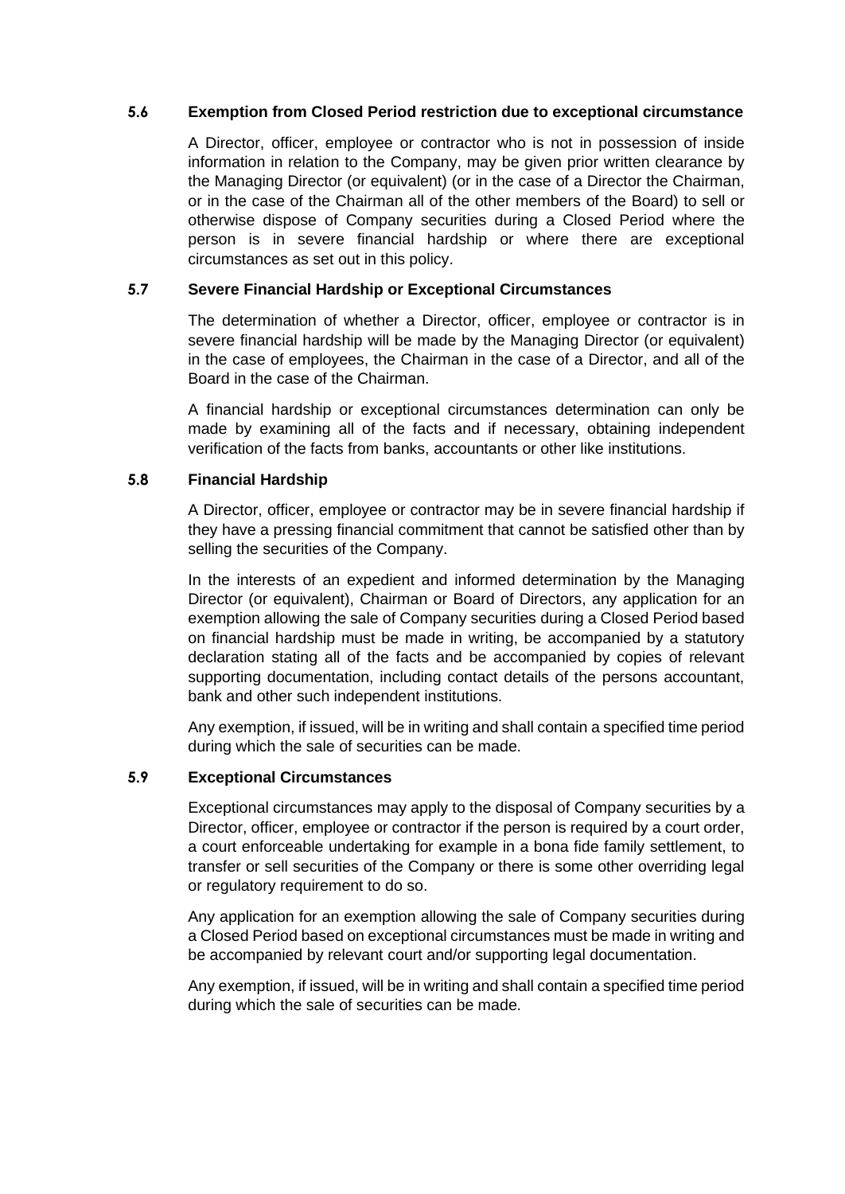### 5.6 Exemption from Closed Period restriction due to exceptional circumstance

A Director, officer, employee or contractor who is not in possession of inside information in relation to the Company, may be given prior written clearance by the Managing Director (or equivalent) (or in the case of a Director the Chairman, or in the case of the Chairman all of the other members of the Board) to sell or otherwise dispose of Company securities during a Closed Period where the person is in severe financial hardship or where there are exceptional circumstances as set out in this policy.

### 5.7 Severe Financial Hardship or Exceptional Circumstances

The determination of whether a Director, officer, employee or contractor is in severe financial hardship will be made by the Managing Director (or equivalent) in the case of employees, the Chairman in the case of a Director, and all of the Board in the case of the Chairman.

A financial hardship or exceptional circumstances determination can only be made by examining all of the facts and if necessary, obtaining independent verification of the facts from banks, accountants or other like institutions.

### 5.8 Financial Hardship

A Director, officer, employee or contractor may be in severe financial hardship if they have a pressing financial commitment that cannot be satisfied other than by selling the securities of the Company.

In the interests of an expedient and informed determination by the Managing Director (or equivalent), Chairman or Board of Directors, any application for an exemption allowing the sale of Company securities during a Closed Period based on financial hardship must be made in writing, be accompanied by a statutory declaration stating all of the facts and be accompanied by copies of relevant supporting documentation, including contact details of the persons accountant, bank and other such independent institutions.

Any exemption, if issued, will be in writing and shall contain a specified time period during which the sale of securities can be made.

### 5.9 Exceptional Circumstances

Exceptional circumstances may apply to the disposal of Company securities by a Director, officer, employee or contractor if the person is required by a court order, a court enforceable undertaking for example in a bona fide family settlement, to transfer or sell securities of the Company or there is some other overriding legal or regulatory requirement to do so.

Any application for an exemption allowing the sale of Company securities during a Closed Period based on exceptional circumstances must be made in writing and be accompanied by relevant court and/or supporting legal documentation.

Any exemption, if issued, will be in writing and shall contain a specified time period during which the sale of securities can be made.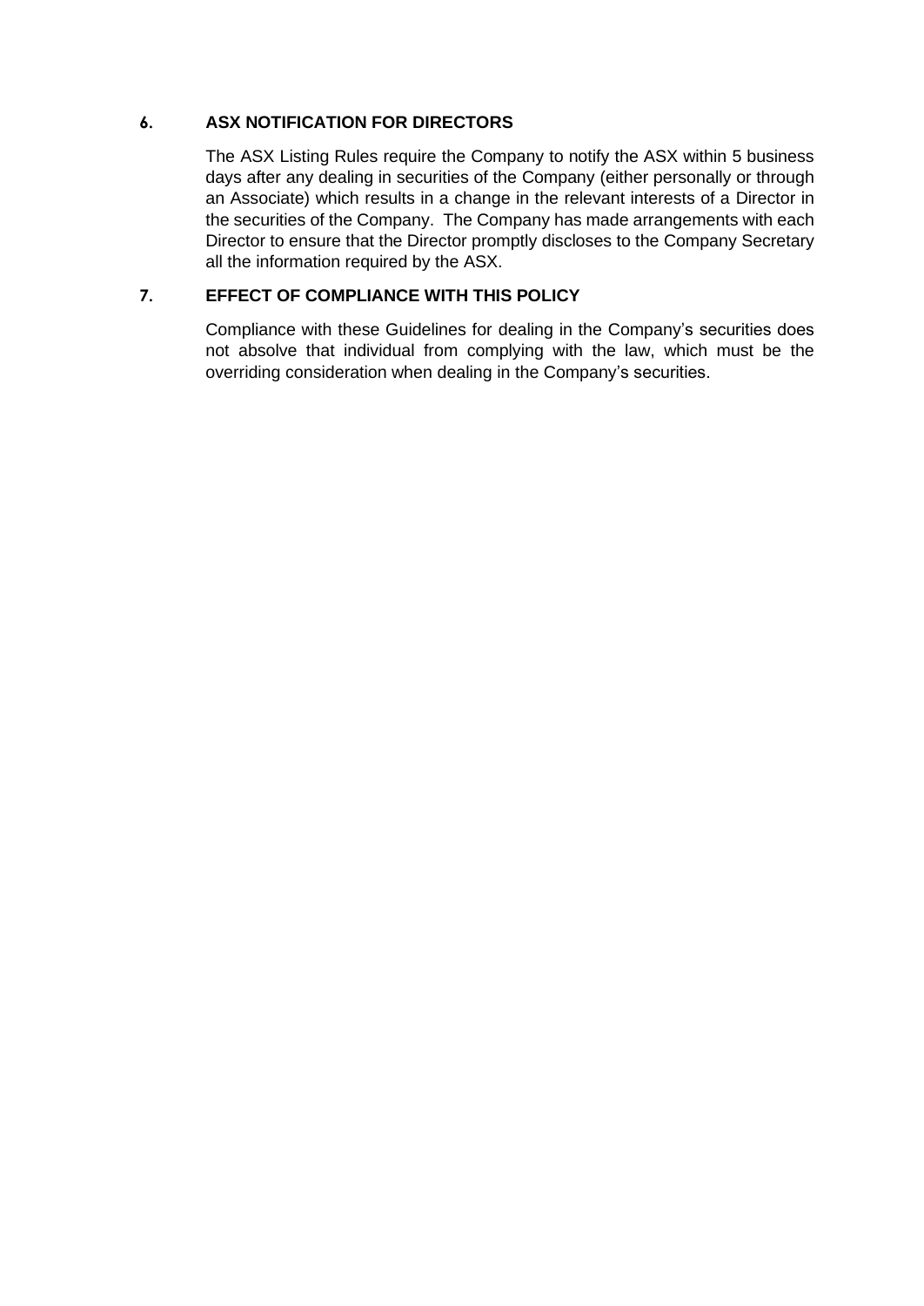## 6. ASX NOTIFICATION FOR DIRECTORS

The ASX Listing Rules require the Company to notify the ASX within 5 business days after any dealing in securities of the Company (either personally or through an Associate) which results in a change in the relevant interests of a Director in the securities of the Company. The Company has made arrangements with each Director to ensure that the Director promptly discloses to the Company Secretary all the information required by the ASX.

## 7. EFFECT OF COMPLIANCE WITH THIS POLICY

Compliance with these Guidelines for dealing in the Company's securities does not absolve that individual from complying with the law, which must be the overriding consideration when dealing in the Company's securities.